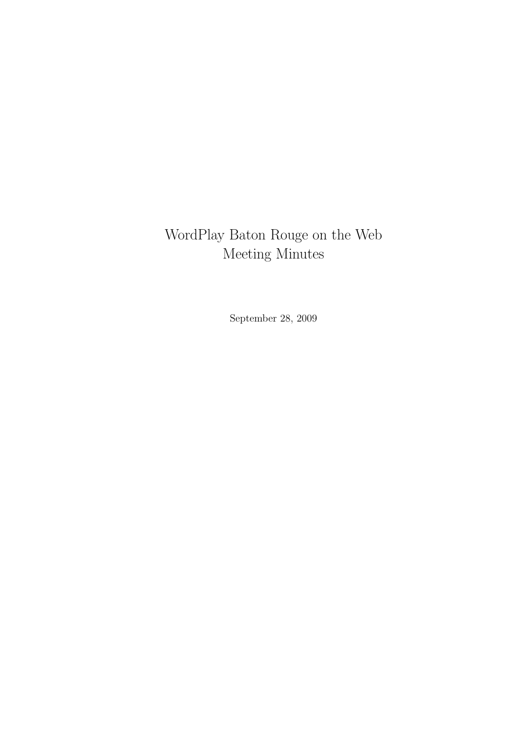# WordPlay Baton Rouge on the Web
# Meeting Minutes

September 28, 2009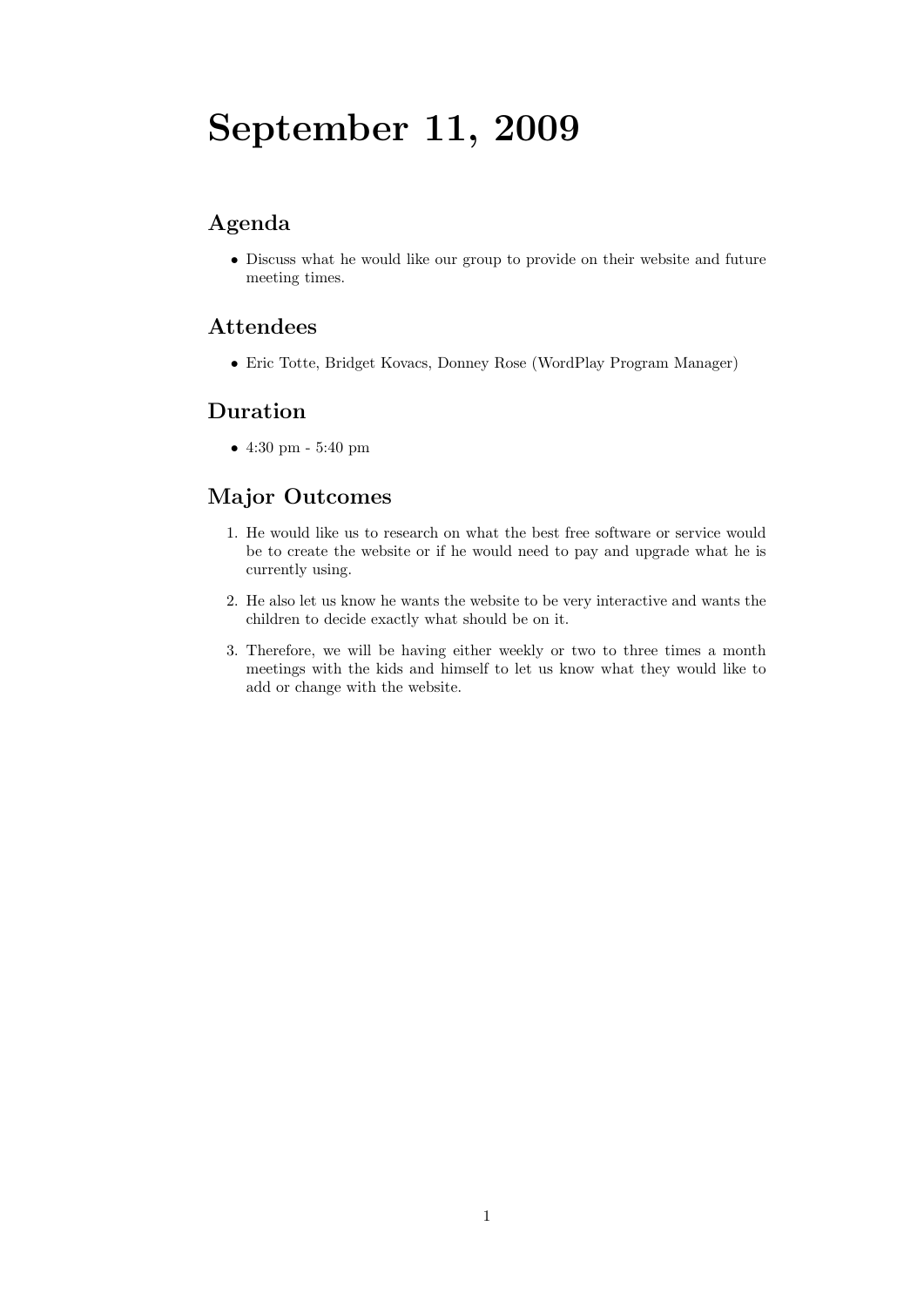# September 11, 2009

## Agenda

- Discuss what he would like our group to provide on their website and future meeting times.

## Attendees

- Eric Totte, Bridget Kovacs, Donney Rose (WordPlay Program Manager)

## Duration

- 4:30 pm - 5:40 pm

## Major Outcomes

1. He would like us to research on what the best free software or service would be to create the website or if he would need to pay and upgrade what he is currently using.
2. He also let us know he wants the website to be very interactive and wants the children to decide exactly what should be on it.
3. Therefore, we will be having either weekly or two to three times a month meetings with the kids and himself to let us know what they would like to add or change with the website.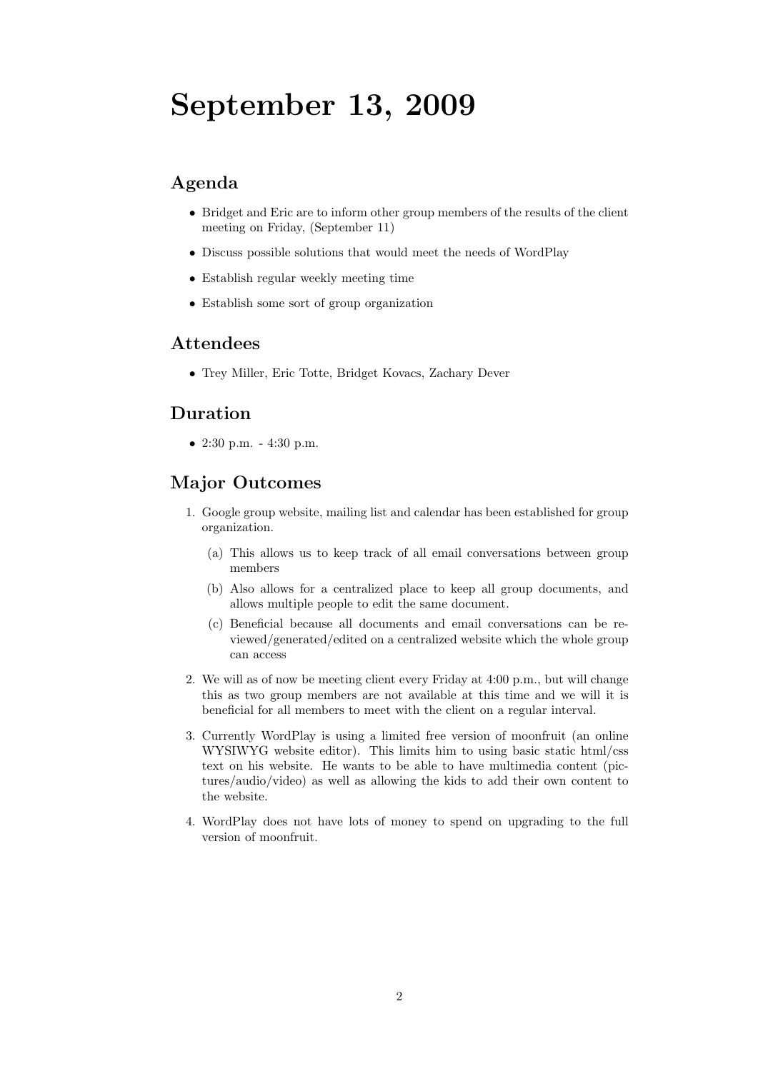# September 13, 2009

## Agenda

- Bridget and Eric are to inform other group members of the results of the client meeting on Friday, (September 11)
- Discuss possible solutions that would meet the needs of WordPlay
- Establish regular weekly meeting time
- Establish some sort of group organization

## Attendees

- Trey Miller, Eric Totte, Bridget Kovacs, Zachary Dever

## Duration

- 2:30 p.m. - 4:30 p.m.

## Major Outcomes

1. Google group website, mailing list and calendar has been established for group organization.
   (a) This allows us to keep track of all email conversations between group members
   (b) Also allows for a centralized place to keep all group documents, and allows multiple people to edit the same document.
   (c) Beneficial because all documents and email conversations can be reviewed/generated/edited on a centralized website which the whole group can access
2. We will as of now be meeting client every Friday at 4:00 p.m., but will change this as two group members are not available at this time and we will it is beneficial for all members to meet with the client on a regular interval.
3. Currently WordPlay is using a limited free version of moonfruit (an online WYSIWYG website editor). This limits him to using basic static html/css text on his website. He wants to be able to have multimedia content (pictures/audio/video) as well as allowing the kids to add their own content to the website.
4. WordPlay does not have lots of money to spend on upgrading to the full version of moonfruit.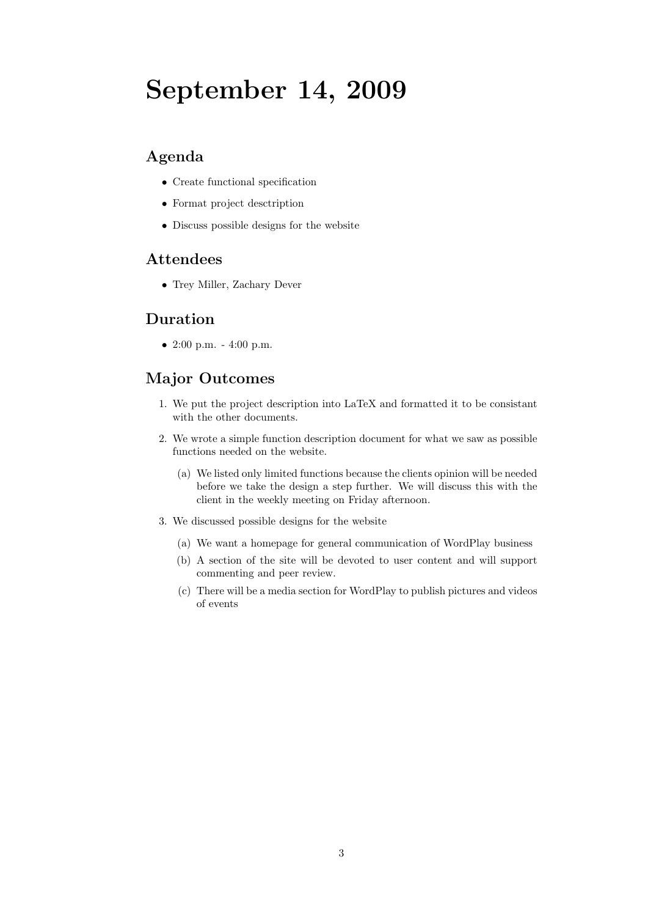# September 14, 2009

## Agenda

- Create functional specification
- Format project desctription
- Discuss possible designs for the website

## Attendees

- Trey Miller, Zachary Dever

## Duration

- 2:00 p.m. - 4:00 p.m.

## Major Outcomes

1. We put the project description into LaTeX and formatted it to be consistant with the other documents.
2. We wrote a simple function description document for what we saw as possible functions needed on the website.
   (a) We listed only limited functions because the clients opinion will be needed before we take the design a step further. We will discuss this with the client in the weekly meeting on Friday afternoon.
3. We discussed possible designs for the website
   (a) We want a homepage for general communication of WordPlay business
   (b) A section of the site will be devoted to user content and will support commenting and peer review.
   (c) There will be a media section for WordPlay to publish pictures and videos of events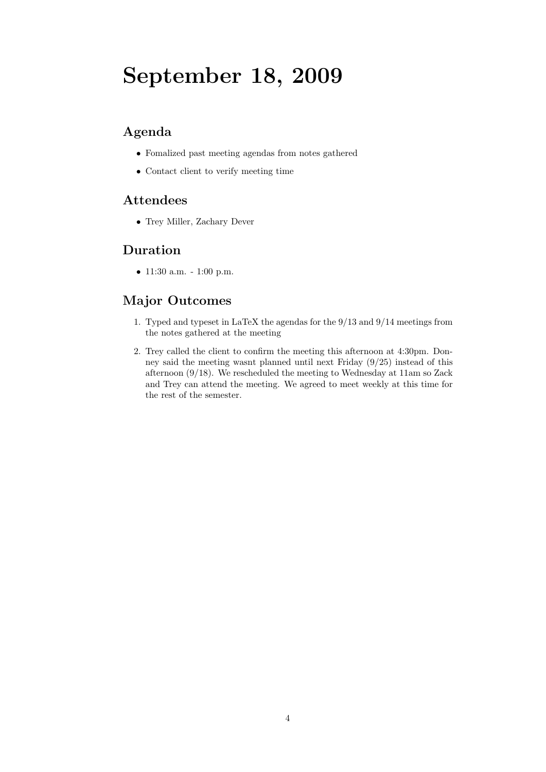# September 18, 2009

## Agenda

- Fomalized past meeting agendas from notes gathered
- Contact client to verify meeting time

## Attendees

- Trey Miller, Zachary Dever

## Duration

- 11:30 a.m. - 1:00 p.m.

## Major Outcomes

1. Typed and typeset in LaTeX the agendas for the 9/13 and 9/14 meetings from the notes gathered at the meeting
2. Trey called the client to confirm the meeting this afternoon at 4:30pm. Donney said the meeting wasnt planned until next Friday (9/25) instead of this afternoon (9/18). We rescheduled the meeting to Wednesday at 11am so Zack and Trey can attend the meeting. We agreed to meet weekly at this time for the rest of the semester.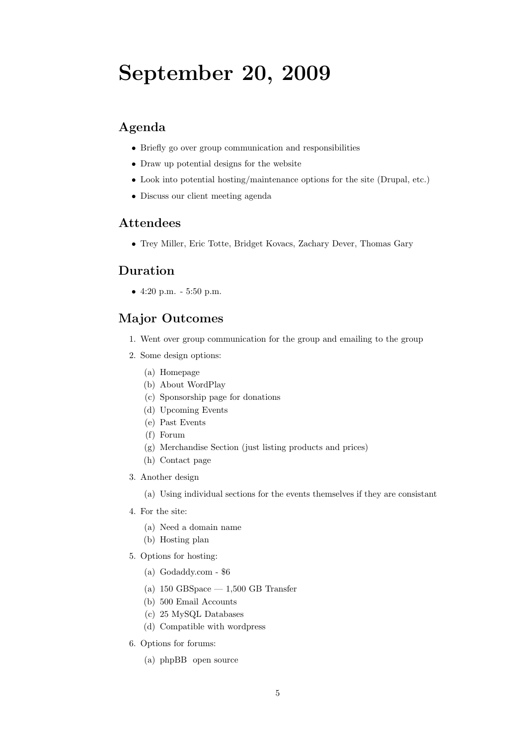# September 20, 2009

## Agenda

- Briefly go over group communication and responsibilities
- Draw up potential designs for the website
- Look into potential hosting/maintenance options for the site (Drupal, etc.)
- Discuss our client meeting agenda

## Attendees

- Trey Miller, Eric Totte, Bridget Kovacs, Zachary Dever, Thomas Gary

## Duration

- 4:20 p.m. - 5:50 p.m.

## Major Outcomes

1. Went over group communication for the group and emailing to the group
2. Some design options:
   (a) Homepage
   (b) About WordPlay
   (c) Sponsorship page for donations
   (d) Upcoming Events
   (e) Past Events
   (f) Forum
   (g) Merchandise Section (just listing products and prices)
   (h) Contact page
3. Another design
   (a) Using individual sections for the events themselves if they are consistant
4. For the site:
   (a) Need a domain name
   (b) Hosting plan
5. Options for hosting:
   (a) Godaddy.com - $6
   (a) 150 GBSpace — 1,500 GB Transfer
   (b) 500 Email Accounts
   (c) 25 MySQL Databases
   (d) Compatible with wordpress
6. Options for forums:
   (a) phpBB open source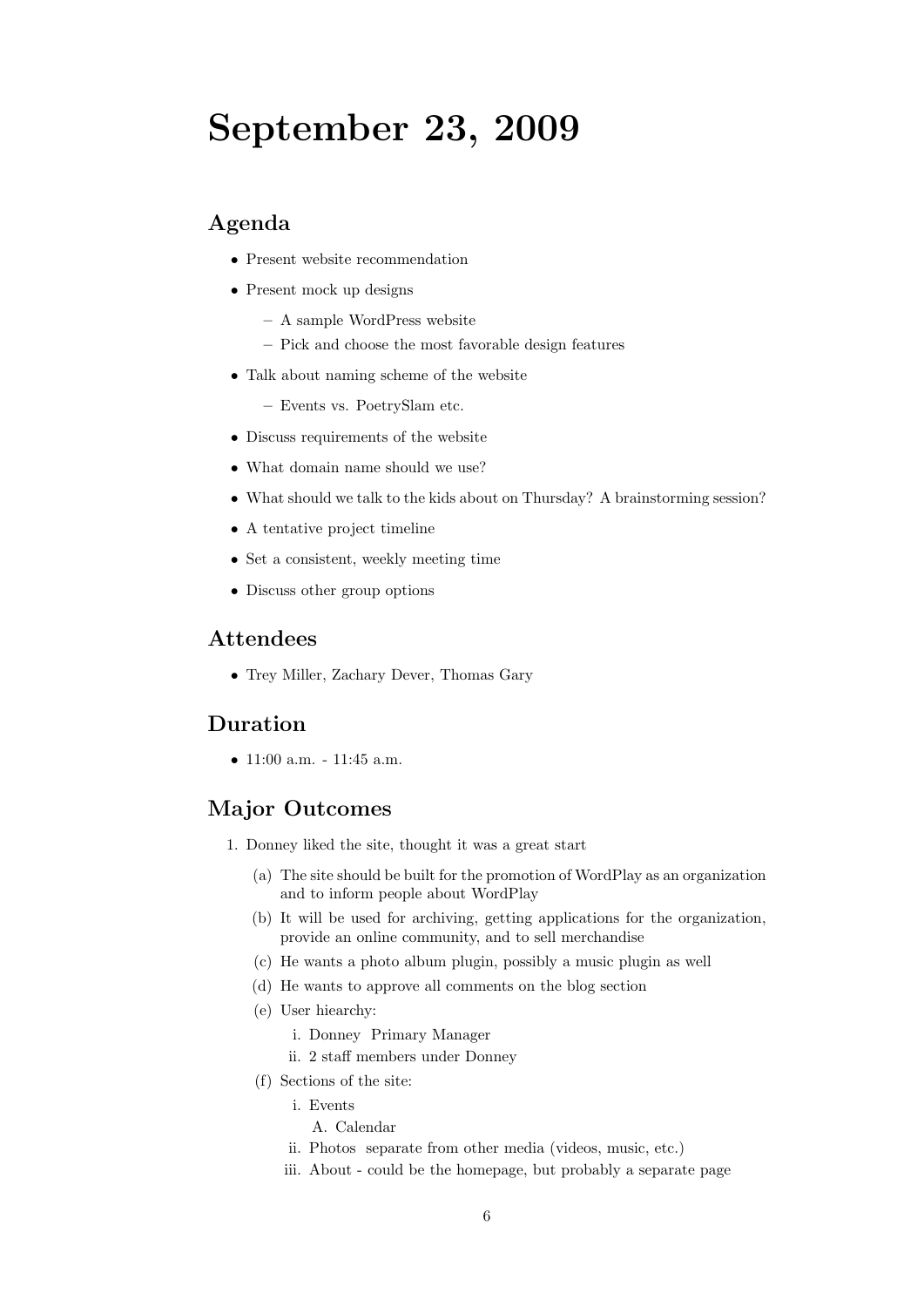# September 23, 2009

## Agenda

- Present website recommendation
- Present mock up designs
  - A sample WordPress website
  - Pick and choose the most favorable design features
- Talk about naming scheme of the website
  - Events vs. PoetrySlam etc.
- Discuss requirements of the website
- What domain name should we use?
- What should we talk to the kids about on Thursday? A brainstorming session?
- A tentative project timeline
- Set a consistent, weekly meeting time
- Discuss other group options

## Attendees

- Trey Miller, Zachary Dever, Thomas Gary

## Duration

- 11:00 a.m. - 11:45 a.m.

## Major Outcomes

1. Donney liked the site, thought it was a great start
   (a) The site should be built for the promotion of WordPlay as an organization and to inform people about WordPlay
   (b) It will be used for archiving, getting applications for the organization, provide an online community, and to sell merchandise
   (c) He wants a photo album plugin, possibly a music plugin as well
   (d) He wants to approve all comments on the blog section
   (e) User hiearchy:
      i. Donney  Primary Manager
      ii. 2 staff members under Donney
   (f) Sections of the site:
      i. Events
         A. Calendar
      ii. Photos  separate from other media (videos, music, etc.)
      iii. About - could be the homepage, but probably a separate page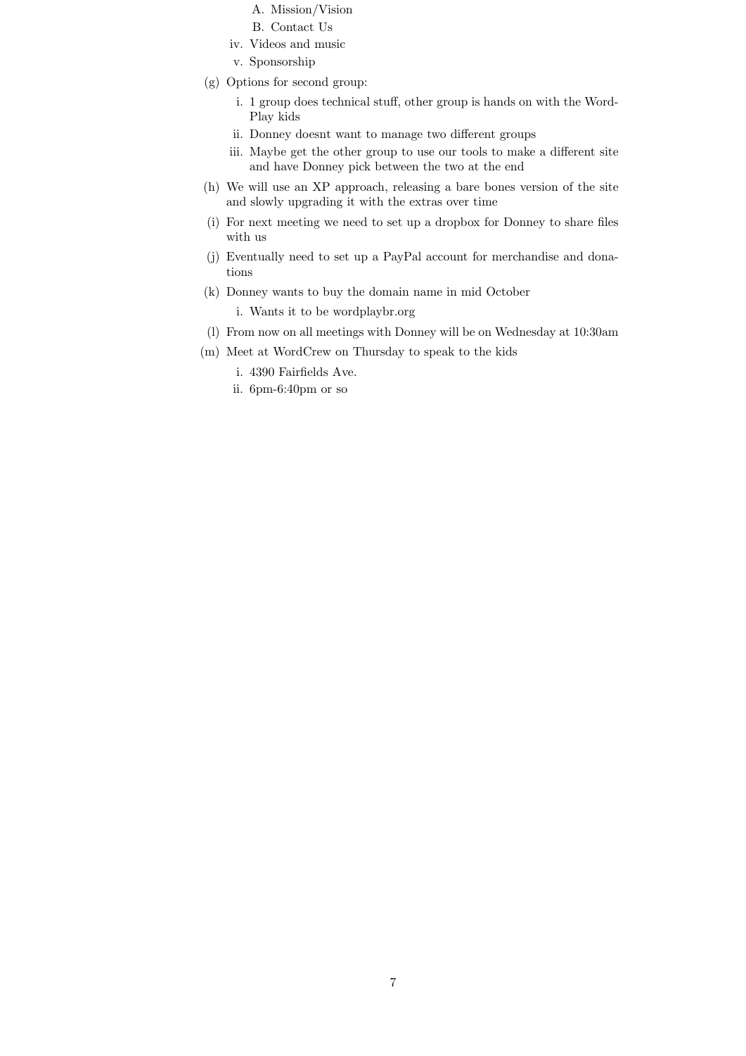A. Mission/Vision
      B. Contact Us
   iv. Videos and music
   v. Sponsorship

(g) Options for second group:
   i. 1 group does technical stuff, other group is hands on with the WordPlay kids
   ii. Donney doesnt want to manage two different groups
   iii. Maybe get the other group to use our tools to make a different site and have Donney pick between the two at the end

(h) We will use an XP approach, releasing a bare bones version of the site and slowly upgrading it with the extras over time

(i) For next meeting we need to set up a dropbox for Donney to share files with us

(j) Eventually need to set up a PayPal account for merchandise and donations

(k) Donney wants to buy the domain name in mid October
   i. Wants it to be wordplaybr.org

(l) From now on all meetings with Donney will be on Wednesday at 10:30am

(m) Meet at WordCrew on Thursday to speak to the kids
   i. 4390 Fairfields Ave.
   ii. 6pm-6:40pm or so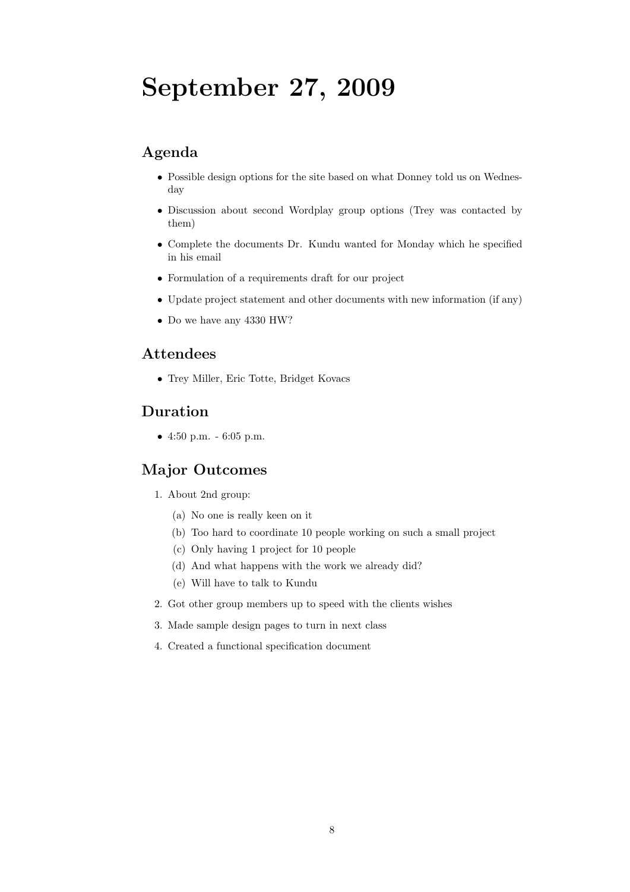# September 27, 2009

## Agenda

- Possible design options for the site based on what Donney told us on Wednesday
- Discussion about second Wordplay group options (Trey was contacted by them)
- Complete the documents Dr. Kundu wanted for Monday which he specified in his email
- Formulation of a requirements draft for our project
- Update project statement and other documents with new information (if any)
- Do we have any 4330 HW?

## Attendees

- Trey Miller, Eric Totte, Bridget Kovacs

## Duration

- 4:50 p.m. - 6:05 p.m.

## Major Outcomes

1. About 2nd group:
   (a) No one is really keen on it
   (b) Too hard to coordinate 10 people working on such a small project
   (c) Only having 1 project for 10 people
   (d) And what happens with the work we already did?
   (e) Will have to talk to Kundu
2. Got other group members up to speed with the clients wishes
3. Made sample design pages to turn in next class
4. Created a functional specification document